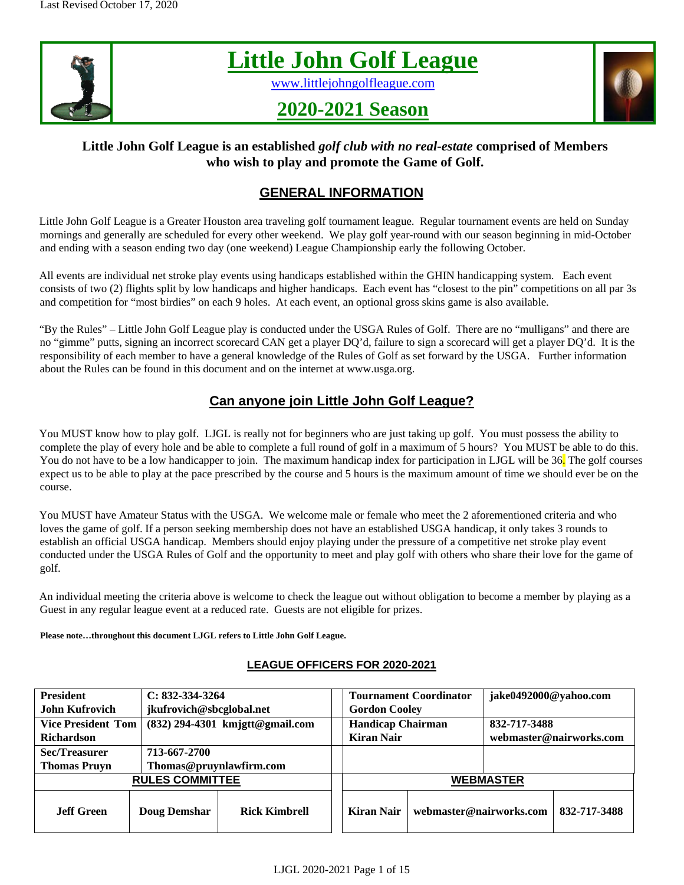Last Revised October 17, 2020

# Little John Golf League

www.littlejohngolfleague.com

## 2020-2021 Season

**Little John Golf League is an established *golf club with no real-estate* comprised of Members who wish to play and promote the Game of Golf.**

## GENERAL INFORMATION

Little John Golf League is a Greater Houston area traveling golf tournament league. Regular tournament events are held on Sunday mornings and generally are scheduled for every other weekend. We play golf year-round with our season beginning in mid-October and ending with a season ending two day (one weekend) League Championship early the following October.

All events are individual net stroke play events using handicaps established within the GHIN handicapping system. Each event consists of two (2) flights split by low handicaps and higher handicaps. Each event has "closest to the pin" competitions on all par 3s and competition for "most birdies" on each 9 holes. At each event, an optional gross skins game is also available.

"By the Rules" – Little John Golf League play is conducted under the USGA Rules of Golf. There are no "mulligans" and there are no "gimme" putts, signing an incorrect scorecard CAN get a player DQ'd, failure to sign a scorecard will get a player DQ'd. It is the responsibility of each member to have a general knowledge of the Rules of Golf as set forward by the USGA. Further information about the Rules can be found in this document and on the internet at www.usga.org.

## Can anyone join Little John Golf League?

You MUST know how to play golf. LJGL is really not for beginners who are just taking up golf. You must possess the ability to complete the play of every hole and be able to complete a full round of golf in a maximum of 5 hours? You MUST be able to do this. You do not have to be a low handicapper to join. The maximum handicap index for participation in LJGL will be 36. The golf courses expect us to be able to play at the pace prescribed by the course and 5 hours is the maximum amount of time we should ever be on the course.

You MUST have Amateur Status with the USGA. We welcome male or female who meet the 2 aforementioned criteria and who loves the game of golf. If a person seeking membership does not have an established USGA handicap, it only takes 3 rounds to establish an official USGA handicap. Members should enjoy playing under the pressure of a competitive net stroke play event conducted under the USGA Rules of Golf and the opportunity to meet and play golf with others who share their love for the game of golf.

An individual meeting the criteria above is welcome to check the league out without obligation to become a member by playing as a Guest in any regular league event at a reduced rate. Guests are not eligible for prizes.

**Please note…throughout this document LJGL refers to Little John Golf League.**

## LEAGUE OFFICERS FOR 2020-2021

| | | | |
|---|---|---|---|
| **President**<br>**John Kufrovich** | **C: 832-334-3264**<br>**jkufrovich@sbcglobal.net** | **Tournament Coordinator**<br>**Gordon Cooley** | **jake0492000@yahoo.com** |
| **Vice President Tom Richardson** | **(832) 294-4301 kmjgtt@gmail.com** | **Handicap Chairman**<br>**Kiran Nair** | **832-717-3488**<br>**webmaster@nairworks.com** |
| **Sec/Treasurer**<br>**Thomas Pruyn** | **713-667-2700**<br>**Thomas@pruynlawfirm.com** | | |

| **RULES COMMITTEE** | | |
|---|---|---|
| **Jeff Green** | **Doug Demshar** | **Rick Kimbrell** |

| **WEBMASTER** | | |
|---|---|---|
| **Kiran Nair** | **webmaster@nairworks.com** | **832-717-3488** |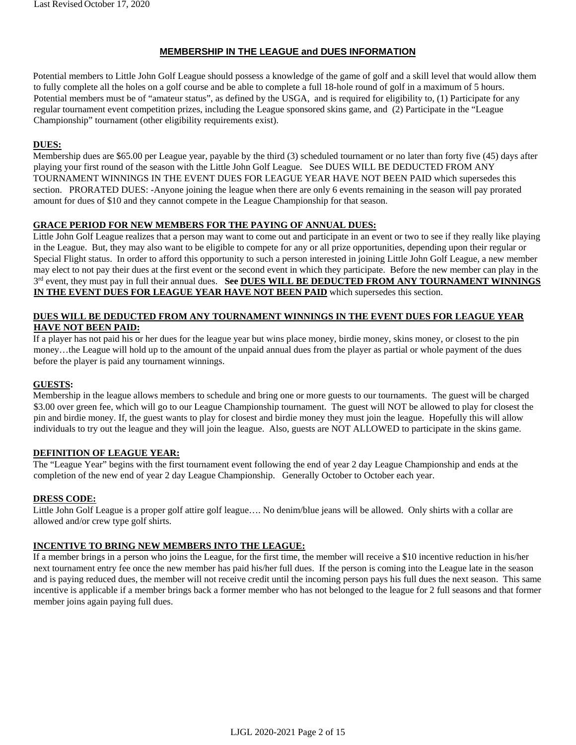## MEMBERSHIP IN THE LEAGUE and DUES INFORMATION

Potential members to Little John Golf League should possess a knowledge of the game of golf and a skill level that would allow them to fully complete all the holes on a golf course and be able to complete a full 18-hole round of golf in a maximum of 5 hours. Potential members must be of "amateur status", as defined by the USGA, and is required for eligibility to, (1) Participate for any regular tournament event competition prizes, including the League sponsored skins game, and (2) Participate in the "League Championship" tournament (other eligibility requirements exist).

### DUES:

Membership dues are $65.00 per League year, payable by the third (3) scheduled tournament or no later than forty five (45) days after playing your first round of the season with the Little John Golf League. See DUES WILL BE DEDUCTED FROM ANY TOURNAMENT WINNINGS IN THE EVENT DUES FOR LEAGUE YEAR HAVE NOT BEEN PAID which supersedes this section. PRORATED DUES: -Anyone joining the league when there are only 6 events remaining in the season will pay prorated amount for dues of $10 and they cannot compete in the League Championship for that season.

### GRACE PERIOD FOR NEW MEMBERS FOR THE PAYING OF ANNUAL DUES:

Little John Golf League realizes that a person may want to come out and participate in an event or two to see if they really like playing in the League. But, they may also want to be eligible to compete for any or all prize opportunities, depending upon their regular or Special Flight status. In order to afford this opportunity to such a person interested in joining Little John Golf League, a new member may elect to not pay their dues at the first event or the second event in which they participate. Before the new member can play in the 3rd event, they must pay in full their annual dues. **See DUES WILL BE DEDUCTED FROM ANY TOURNAMENT WINNINGS IN THE EVENT DUES FOR LEAGUE YEAR HAVE NOT BEEN PAID** which supersedes this section.

### DUES WILL BE DEDUCTED FROM ANY TOURNAMENT WINNINGS IN THE EVENT DUES FOR LEAGUE YEAR HAVE NOT BEEN PAID:

If a player has not paid his or her dues for the league year but wins place money, birdie money, skins money, or closest to the pin money…the League will hold up to the amount of the unpaid annual dues from the player as partial or whole payment of the dues before the player is paid any tournament winnings.

### GUESTS:

Membership in the league allows members to schedule and bring one or more guests to our tournaments. The guest will be charged $3.00 over green fee, which will go to our League Championship tournament. The guest will NOT be allowed to play for closest the pin and birdie money. If, the guest wants to play for closest and birdie money they must join the league. Hopefully this will allow individuals to try out the league and they will join the league. Also, guests are NOT ALLOWED to participate in the skins game.

### DEFINITION OF LEAGUE YEAR:

The "League Year" begins with the first tournament event following the end of year 2 day League Championship and ends at the completion of the new end of year 2 day League Championship. Generally October to October each year.

### DRESS CODE:

Little John Golf League is a proper golf attire golf league…. No denim/blue jeans will be allowed. Only shirts with a collar are allowed and/or crew type golf shirts.

### INCENTIVE TO BRING NEW MEMBERS INTO THE LEAGUE:

If a member brings in a person who joins the League, for the first time, the member will receive a $10 incentive reduction in his/her next tournament entry fee once the new member has paid his/her full dues. If the person is coming into the League late in the season and is paying reduced dues, the member will not receive credit until the incoming person pays his full dues the next season. This same incentive is applicable if a member brings back a former member who has not belonged to the league for 2 full seasons and that former member joins again paying full dues.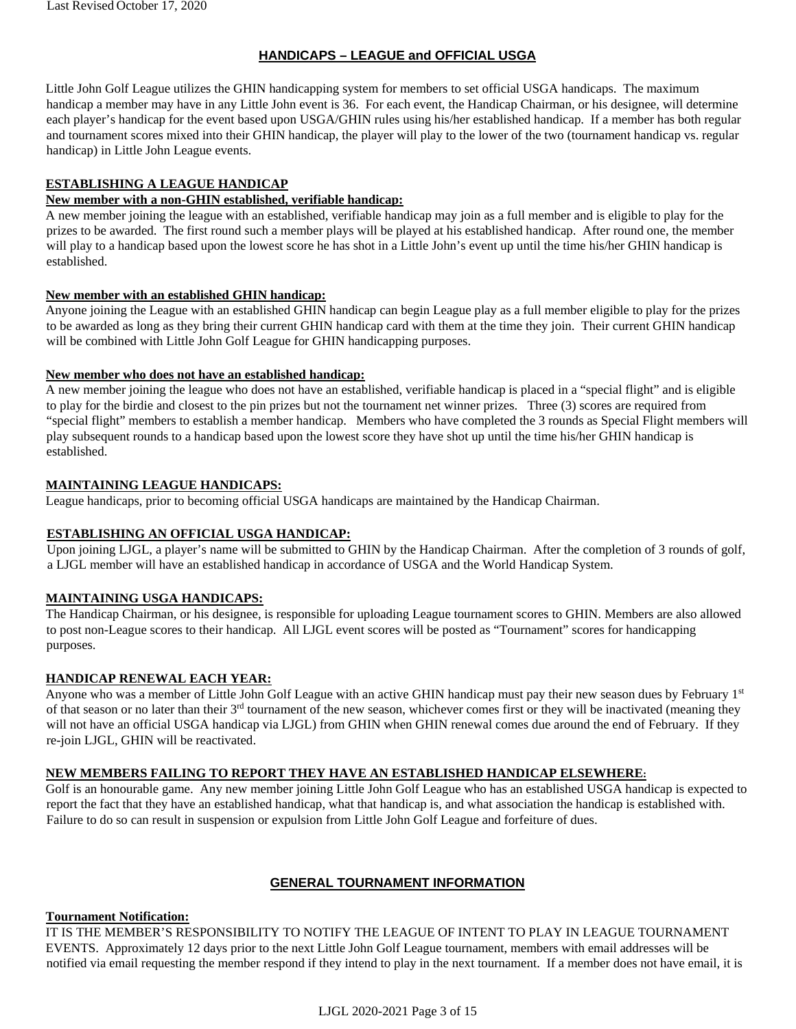## HANDICAPS – LEAGUE and OFFICIAL USGA

Little John Golf League utilizes the GHIN handicapping system for members to set official USGA handicaps. The maximum handicap a member may have in any Little John event is 36. For each event, the Handicap Chairman, or his designee, will determine each player's handicap for the event based upon USGA/GHIN rules using his/her established handicap. If a member has both regular and tournament scores mixed into their GHIN handicap, the player will play to the lower of the two (tournament handicap vs. regular handicap) in Little John League events.

### ESTABLISHING A LEAGUE HANDICAP

**New member with a non-GHIN established, verifiable handicap:**

A new member joining the league with an established, verifiable handicap may join as a full member and is eligible to play for the prizes to be awarded. The first round such a member plays will be played at his established handicap. After round one, the member will play to a handicap based upon the lowest score he has shot in a Little John's event up until the time his/her GHIN handicap is established.

**New member with an established GHIN handicap:**

Anyone joining the League with an established GHIN handicap can begin League play as a full member eligible to play for the prizes to be awarded as long as they bring their current GHIN handicap card with them at the time they join. Their current GHIN handicap will be combined with Little John Golf League for GHIN handicapping purposes.

**New member who does not have an established handicap:**

A new member joining the league who does not have an established, verifiable handicap is placed in a "special flight" and is eligible to play for the birdie and closest to the pin prizes but not the tournament net winner prizes. Three (3) scores are required from "special flight" members to establish a member handicap. Members who have completed the 3 rounds as Special Flight members will play subsequent rounds to a handicap based upon the lowest score they have shot up until the time his/her GHIN handicap is established.

### MAINTAINING LEAGUE HANDICAPS:

League handicaps, prior to becoming official USGA handicaps are maintained by the Handicap Chairman.

### ESTABLISHING AN OFFICIAL USGA HANDICAP:

Upon joining LJGL, a player's name will be submitted to GHIN by the Handicap Chairman. After the completion of 3 rounds of golf, a LJGL member will have an established handicap in accordance of USGA and the World Handicap System.

### MAINTAINING USGA HANDICAPS:

The Handicap Chairman, or his designee, is responsible for uploading League tournament scores to GHIN. Members are also allowed to post non-League scores to their handicap. All LJGL event scores will be posted as "Tournament" scores for handicapping purposes.

### HANDICAP RENEWAL EACH YEAR:

Anyone who was a member of Little John Golf League with an active GHIN handicap must pay their new season dues by February 1st of that season or no later than their 3rd tournament of the new season, whichever comes first or they will be inactivated (meaning they will not have an official USGA handicap via LJGL) from GHIN when GHIN renewal comes due around the end of February. If they re-join LJGL, GHIN will be reactivated.

### NEW MEMBERS FAILING TO REPORT THEY HAVE AN ESTABLISHED HANDICAP ELSEWHERE:

Golf is an honourable game. Any new member joining Little John Golf League who has an established USGA handicap is expected to report the fact that they have an established handicap, what that handicap is, and what association the handicap is established with. Failure to do so can result in suspension or expulsion from Little John Golf League and forfeiture of dues.

## GENERAL TOURNAMENT INFORMATION

**Tournament Notification:**

IT IS THE MEMBER'S RESPONSIBILITY TO NOTIFY THE LEAGUE OF INTENT TO PLAY IN LEAGUE TOURNAMENT EVENTS. Approximately 12 days prior to the next Little John Golf League tournament, members with email addresses will be notified via email requesting the member respond if they intend to play in the next tournament. If a member does not have email, it is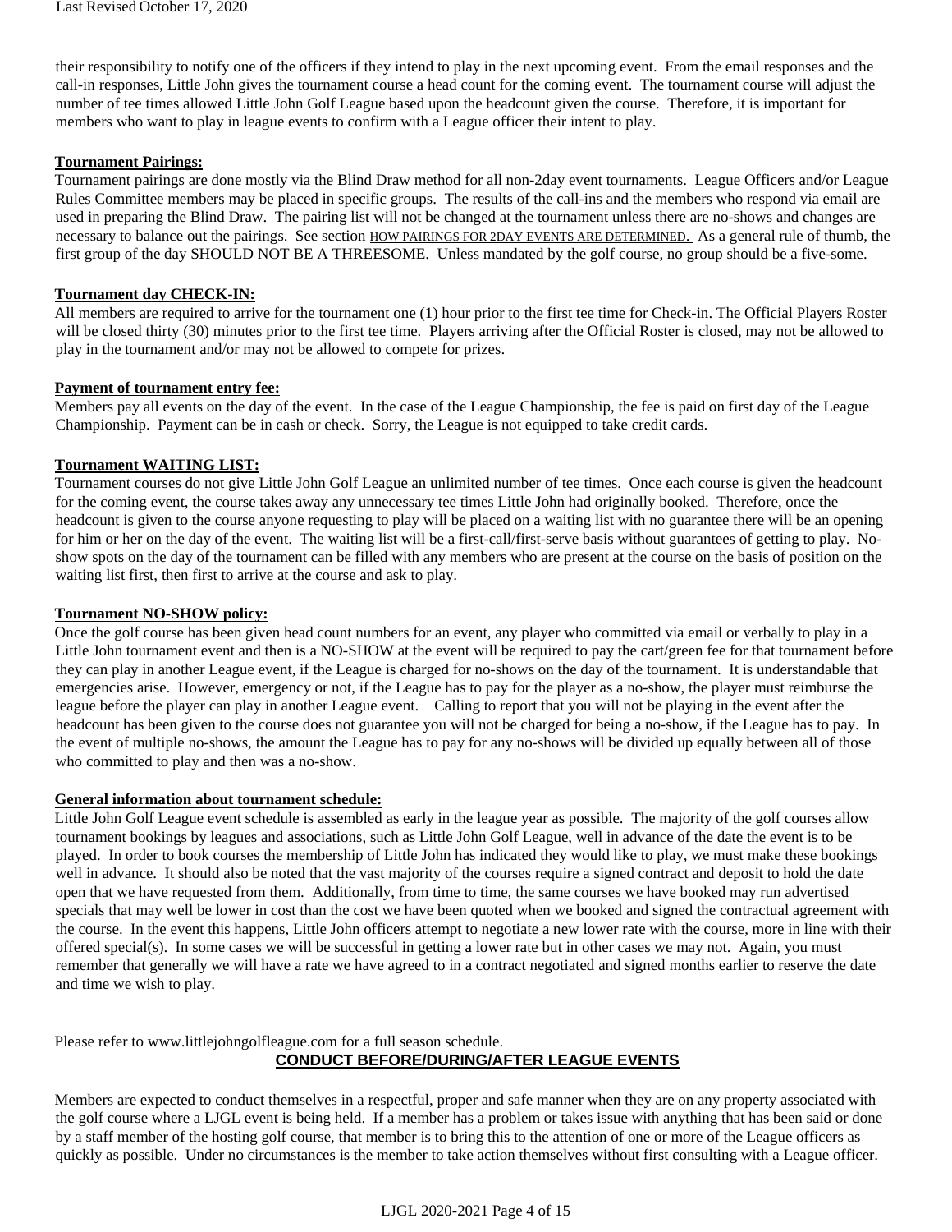their responsibility to notify one of the officers if they intend to play in the next upcoming event. From the email responses and the call-in responses, Little John gives the tournament course a head count for the coming event. The tournament course will adjust the number of tee times allowed Little John Golf League based upon the headcount given the course. Therefore, it is important for members who want to play in league events to confirm with a League officer their intent to play.

**Tournament Pairings:**

Tournament pairings are done mostly via the Blind Draw method for all non-2day event tournaments. League Officers and/or League Rules Committee members may be placed in specific groups. The results of the call-ins and the members who respond via email are used in preparing the Blind Draw. The pairing list will not be changed at the tournament unless there are no-shows and changes are necessary to balance out the pairings. See section HOW PAIRINGS FOR 2DAY EVENTS ARE DETERMINED. As a general rule of thumb, the first group of the day SHOULD NOT BE A THREESOME. Unless mandated by the golf course, no group should be a five-some.

**Tournament day CHECK-IN:**

All members are required to arrive for the tournament one (1) hour prior to the first tee time for Check-in. The Official Players Roster will be closed thirty (30) minutes prior to the first tee time. Players arriving after the Official Roster is closed, may not be allowed to play in the tournament and/or may not be allowed to compete for prizes.

**Payment of tournament entry fee:**

Members pay all events on the day of the event. In the case of the League Championship, the fee is paid on first day of the League Championship. Payment can be in cash or check. Sorry, the League is not equipped to take credit cards.

**Tournament WAITING LIST:**

Tournament courses do not give Little John Golf League an unlimited number of tee times. Once each course is given the headcount for the coming event, the course takes away any unnecessary tee times Little John had originally booked. Therefore, once the headcount is given to the course anyone requesting to play will be placed on a waiting list with no guarantee there will be an opening for him or her on the day of the event. The waiting list will be a first-call/first-serve basis without guarantees of getting to play. No-show spots on the day of the tournament can be filled with any members who are present at the course on the basis of position on the waiting list first, then first to arrive at the course and ask to play.

**Tournament NO-SHOW policy:**

Once the golf course has been given head count numbers for an event, any player who committed via email or verbally to play in a Little John tournament event and then is a NO-SHOW at the event will be required to pay the cart/green fee for that tournament before they can play in another League event, if the League is charged for no-shows on the day of the tournament. It is understandable that emergencies arise. However, emergency or not, if the League has to pay for the player as a no-show, the player must reimburse the league before the player can play in another League event. Calling to report that you will not be playing in the event after the headcount has been given to the course does not guarantee you will not be charged for being a no-show, if the League has to pay. In the event of multiple no-shows, the amount the League has to pay for any no-shows will be divided up equally between all of those who committed to play and then was a no-show.

**General information about tournament schedule:**

Little John Golf League event schedule is assembled as early in the league year as possible. The majority of the golf courses allow tournament bookings by leagues and associations, such as Little John Golf League, well in advance of the date the event is to be played. In order to book courses the membership of Little John has indicated they would like to play, we must make these bookings well in advance. It should also be noted that the vast majority of the courses require a signed contract and deposit to hold the date open that we have requested from them. Additionally, from time to time, the same courses we have booked may run advertised specials that may well be lower in cost than the cost we have been quoted when we booked and signed the contractual agreement with the course. In the event this happens, Little John officers attempt to negotiate a new lower rate with the course, more in line with their offered special(s). In some cases we will be successful in getting a lower rate but in other cases we may not. Again, you must remember that generally we will have a rate we have agreed to in a contract negotiated and signed months earlier to reserve the date and time we wish to play.

Please refer to www.littlejohngolfleague.com for a full season schedule.

## CONDUCT BEFORE/DURING/AFTER LEAGUE EVENTS

Members are expected to conduct themselves in a respectful, proper and safe manner when they are on any property associated with the golf course where a LJGL event is being held. If a member has a problem or takes issue with anything that has been said or done by a staff member of the hosting golf course, that member is to bring this to the attention of one or more of the League officers as quickly as possible. Under no circumstances is the member to take action themselves without first consulting with a League officer.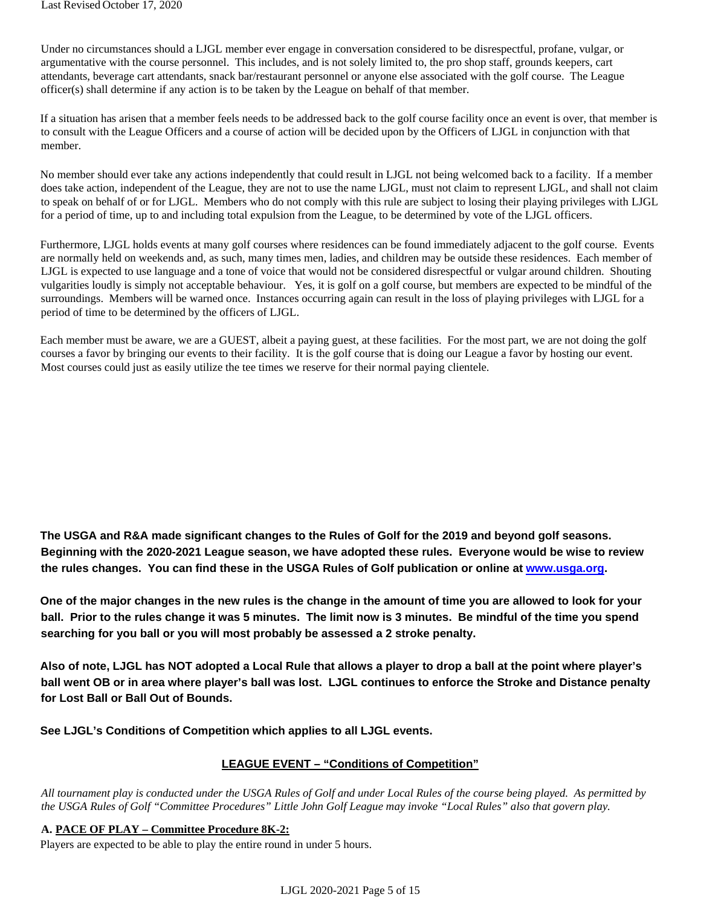Under no circumstances should a LJGL member ever engage in conversation considered to be disrespectful, profane, vulgar, or argumentative with the course personnel. This includes, and is not solely limited to, the pro shop staff, grounds keepers, cart attendants, beverage cart attendants, snack bar/restaurant personnel or anyone else associated with the golf course. The League officer(s) shall determine if any action is to be taken by the League on behalf of that member.

If a situation has arisen that a member feels needs to be addressed back to the golf course facility once an event is over, that member is to consult with the League Officers and a course of action will be decided upon by the Officers of LJGL in conjunction with that member.

No member should ever take any actions independently that could result in LJGL not being welcomed back to a facility. If a member does take action, independent of the League, they are not to use the name LJGL, must not claim to represent LJGL, and shall not claim to speak on behalf of or for LJGL. Members who do not comply with this rule are subject to losing their playing privileges with LJGL for a period of time, up to and including total expulsion from the League, to be determined by vote of the LJGL officers.

Furthermore, LJGL holds events at many golf courses where residences can be found immediately adjacent to the golf course. Events are normally held on weekends and, as such, many times men, ladies, and children may be outside these residences. Each member of LJGL is expected to use language and a tone of voice that would not be considered disrespectful or vulgar around children. Shouting vulgarities loudly is simply not acceptable behaviour. Yes, it is golf on a golf course, but members are expected to be mindful of the surroundings. Members will be warned once. Instances occurring again can result in the loss of playing privileges with LJGL for a period of time to be determined by the officers of LJGL.

Each member must be aware, we are a GUEST, albeit a paying guest, at these facilities. For the most part, we are not doing the golf courses a favor by bringing our events to their facility. It is the golf course that is doing our League a favor by hosting our event. Most courses could just as easily utilize the tee times we reserve for their normal paying clientele.

**The USGA and R&A made significant changes to the Rules of Golf for the 2019 and beyond golf seasons. Beginning with the 2020-2021 League season, we have adopted these rules. Everyone would be wise to review the rules changes. You can find these in the USGA Rules of Golf publication or online at [www.usga.org](http://www.usga.org).**

**One of the major changes in the new rules is the change in the amount of time you are allowed to look for your ball. Prior to the rules change it was 5 minutes. The limit now is 3 minutes. Be mindful of the time you spend searching for you ball or you will most probably be assessed a 2 stroke penalty.**

**Also of note, LJGL has NOT adopted a Local Rule that allows a player to drop a ball at the point where player's ball went OB or in area where player's ball was lost. LJGL continues to enforce the Stroke and Distance penalty for Lost Ball or Ball Out of Bounds.**

**See LJGL's Conditions of Competition which applies to all LJGL events.**

## LEAGUE EVENT – "Conditions of Competition"

*All tournament play is conducted under the USGA Rules of Golf and under Local Rules of the course being played. As permitted by the USGA Rules of Golf "Committee Procedures" Little John Golf League may invoke "Local Rules" also that govern play.*

### A. PACE OF PLAY – Committee Procedure 8K-2:

Players are expected to be able to play the entire round in under 5 hours.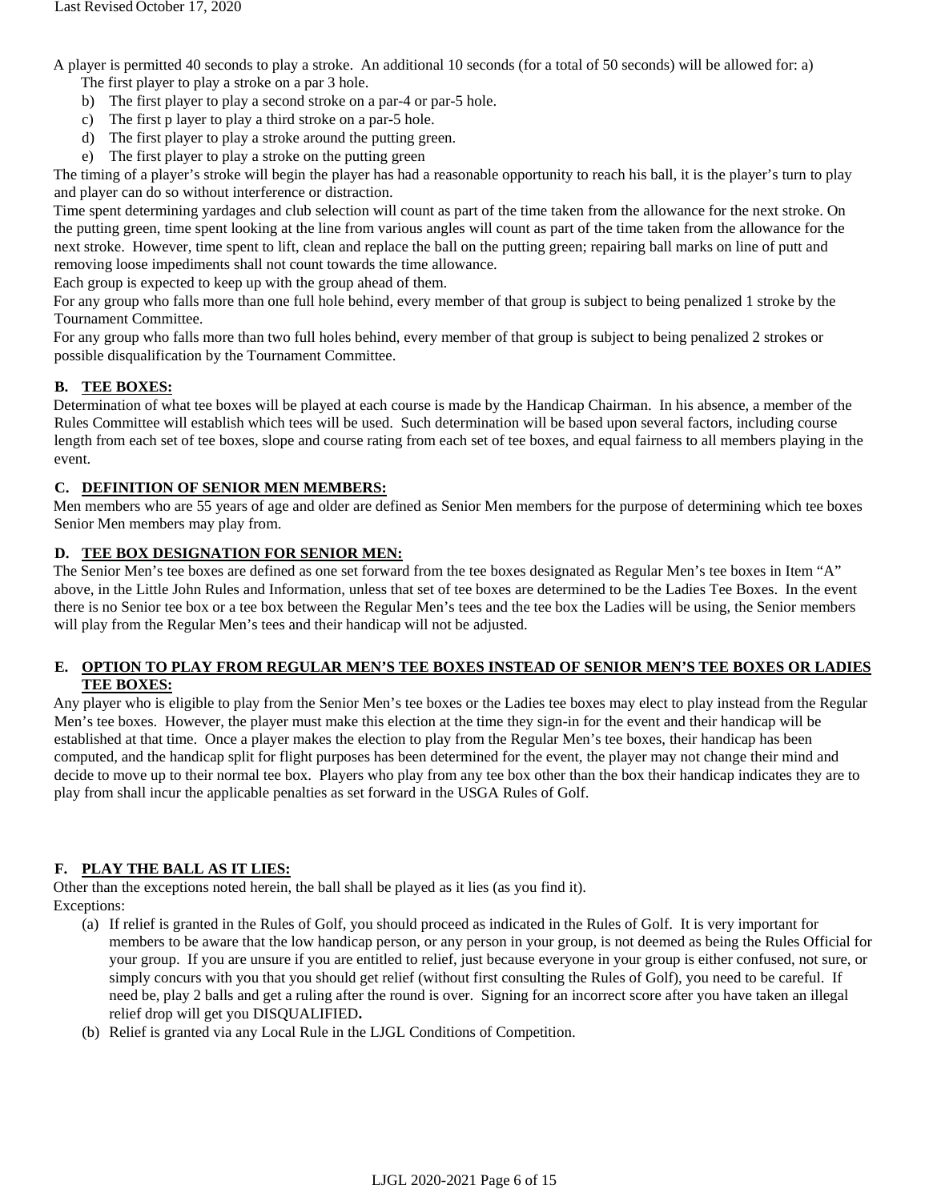A player is permitted 40 seconds to play a stroke. An additional 10 seconds (for a total of 50 seconds) will be allowed for: a) The first player to play a stroke on a par 3 hole.

b) The first player to play a second stroke on a par-4 or par-5 hole.
c) The first p layer to play a third stroke on a par-5 hole.
d) The first player to play a stroke around the putting green.
e) The first player to play a stroke on the putting green

The timing of a player's stroke will begin the player has had a reasonable opportunity to reach his ball, it is the player's turn to play and player can do so without interference or distraction.

Time spent determining yardages and club selection will count as part of the time taken from the allowance for the next stroke. On the putting green, time spent looking at the line from various angles will count as part of the time taken from the allowance for the next stroke. However, time spent to lift, clean and replace the ball on the putting green; repairing ball marks on line of putt and removing loose impediments shall not count towards the time allowance.

Each group is expected to keep up with the group ahead of them.

For any group who falls more than one full hole behind, every member of that group is subject to being penalized 1 stroke by the Tournament Committee.

For any group who falls more than two full holes behind, every member of that group is subject to being penalized 2 strokes or possible disqualification by the Tournament Committee.

## B. TEE BOXES:

Determination of what tee boxes will be played at each course is made by the Handicap Chairman. In his absence, a member of the Rules Committee will establish which tees will be used. Such determination will be based upon several factors, including course length from each set of tee boxes, slope and course rating from each set of tee boxes, and equal fairness to all members playing in the event.

## C. DEFINITION OF SENIOR MEN MEMBERS:

Men members who are 55 years of age and older are defined as Senior Men members for the purpose of determining which tee boxes Senior Men members may play from.

## D. TEE BOX DESIGNATION FOR SENIOR MEN:

The Senior Men's tee boxes are defined as one set forward from the tee boxes designated as Regular Men's tee boxes in Item "A" above, in the Little John Rules and Information, unless that set of tee boxes are determined to be the Ladies Tee Boxes. In the event there is no Senior tee box or a tee box between the Regular Men's tees and the tee box the Ladies will be using, the Senior members will play from the Regular Men's tees and their handicap will not be adjusted.

## E. OPTION TO PLAY FROM REGULAR MEN'S TEE BOXES INSTEAD OF SENIOR MEN'S TEE BOXES OR LADIES TEE BOXES:

Any player who is eligible to play from the Senior Men's tee boxes or the Ladies tee boxes may elect to play instead from the Regular Men's tee boxes. However, the player must make this election at the time they sign-in for the event and their handicap will be established at that time. Once a player makes the election to play from the Regular Men's tee boxes, their handicap has been computed, and the handicap split for flight purposes has been determined for the event, the player may not change their mind and decide to move up to their normal tee box. Players who play from any tee box other than the box their handicap indicates they are to play from shall incur the applicable penalties as set forward in the USGA Rules of Golf.

## F. PLAY THE BALL AS IT LIES:

Other than the exceptions noted herein, the ball shall be played as it lies (as you find it).

Exceptions:

(a) If relief is granted in the Rules of Golf, you should proceed as indicated in the Rules of Golf. It is very important for members to be aware that the low handicap person, or any person in your group, is not deemed as being the Rules Official for your group. If you are unsure if you are entitled to relief, just because everyone in your group is either confused, not sure, or simply concurs with you that you should get relief (without first consulting the Rules of Golf), you need to be careful. If need be, play 2 balls and get a ruling after the round is over. Signing for an incorrect score after you have taken an illegal relief drop will get you DISQUALIFIED**.**

(b) Relief is granted via any Local Rule in the LJGL Conditions of Competition.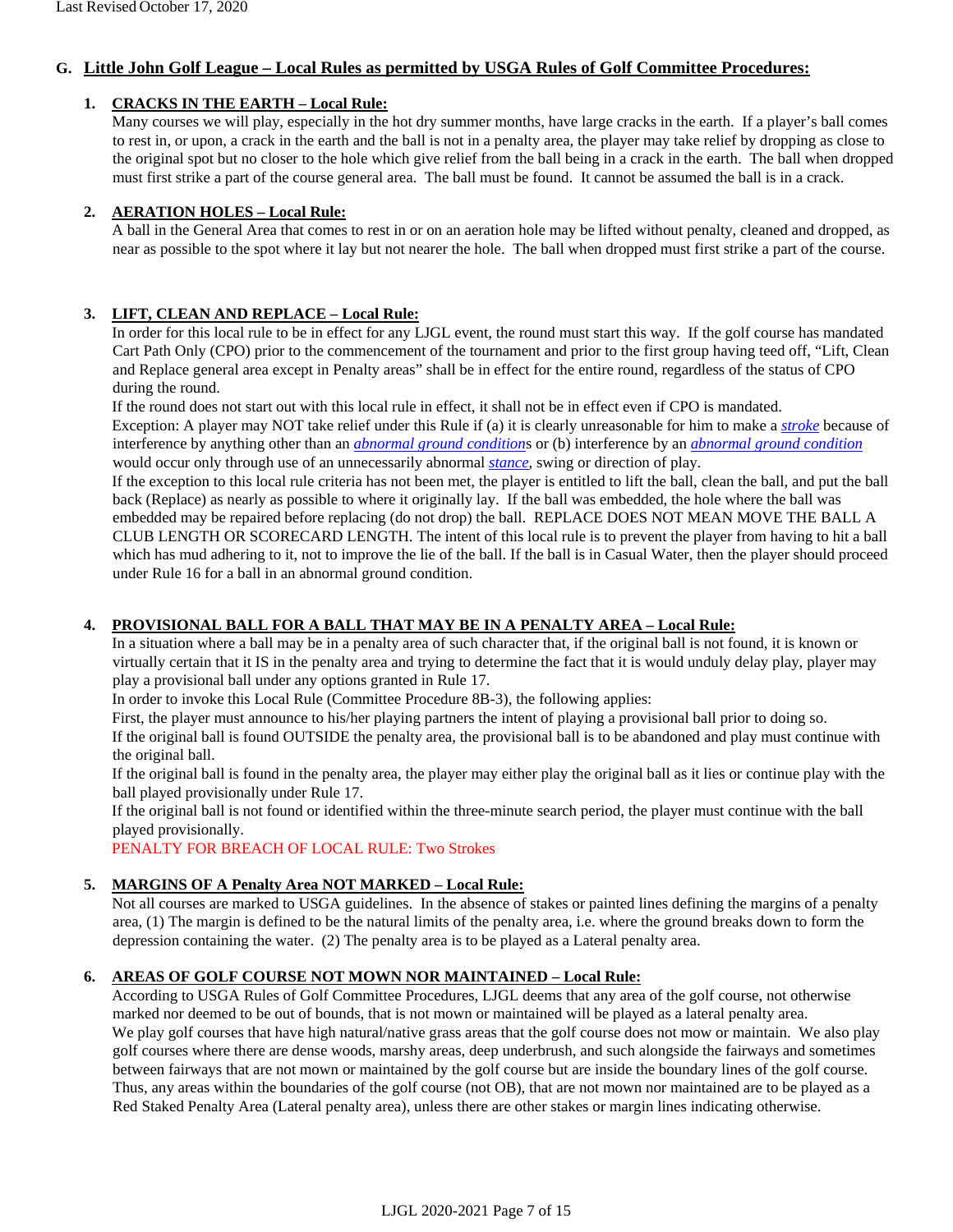## G. Little John Golf League – Local Rules as permitted by USGA Rules of Golf Committee Procedures:

1. **CRACKS IN THE EARTH – Local Rule:**
   Many courses we will play, especially in the hot dry summer months, have large cracks in the earth. If a player's ball comes to rest in, or upon, a crack in the earth and the ball is not in a penalty area, the player may take relief by dropping as close to the original spot but no closer to the hole which give relief from the ball being in a crack in the earth. The ball when dropped must first strike a part of the course general area. The ball must be found. It cannot be assumed the ball is in a crack.

2. **AERATION HOLES – Local Rule:**
   A ball in the General Area that comes to rest in or on an aeration hole may be lifted without penalty, cleaned and dropped, as near as possible to the spot where it lay but not nearer the hole. The ball when dropped must first strike a part of the course.

3. **LIFT, CLEAN AND REPLACE – Local Rule:**
   In order for this local rule to be in effect for any LJGL event, the round must start this way. If the golf course has mandated Cart Path Only (CPO) prior to the commencement of the tournament and prior to the first group having teed off, "Lift, Clean and Replace general area except in Penalty areas" shall be in effect for the entire round, regardless of the status of CPO during the round.
   If the round does not start out with this local rule in effect, it shall not be in effect even if CPO is mandated.
   Exception: A player may NOT take relief under this Rule if (a) it is clearly unreasonable for him to make a *stroke* because of interference by anything other than an *abnormal ground conditions* or (b) interference by an *abnormal ground condition* would occur only through use of an unnecessarily abnormal *stance*, swing or direction of play.
   If the exception to this local rule criteria has not been met, the player is entitled to lift the ball, clean the ball, and put the ball back (Replace) as nearly as possible to where it originally lay. If the ball was embedded, the hole where the ball was embedded may be repaired before replacing (do not drop) the ball. REPLACE DOES NOT MEAN MOVE THE BALL A CLUB LENGTH OR SCORECARD LENGTH. The intent of this local rule is to prevent the player from having to hit a ball which has mud adhering to it, not to improve the lie of the ball. If the ball is in Casual Water, then the player should proceed under Rule 16 for a ball in an abnormal ground condition.

4. **PROVISIONAL BALL FOR A BALL THAT MAY BE IN A PENALTY AREA – Local Rule:**
   In a situation where a ball may be in a penalty area of such character that, if the original ball is not found, it is known or virtually certain that it IS in the penalty area and trying to determine the fact that it is would unduly delay play, player may play a provisional ball under any options granted in Rule 17.
   In order to invoke this Local Rule (Committee Procedure 8B-3), the following applies:
   First, the player must announce to his/her playing partners the intent of playing a provisional ball prior to doing so.
   If the original ball is found OUTSIDE the penalty area, the provisional ball is to be abandoned and play must continue with the original ball.
   If the original ball is found in the penalty area, the player may either play the original ball as it lies or continue play with the ball played provisionally under Rule 17.
   If the original ball is not found or identified within the three-minute search period, the player must continue with the ball played provisionally.
   PENALTY FOR BREACH OF LOCAL RULE: Two Strokes

5. **MARGINS OF A Penalty Area NOT MARKED – Local Rule:**
   Not all courses are marked to USGA guidelines. In the absence of stakes or painted lines defining the margins of a penalty area, (1) The margin is defined to be the natural limits of the penalty area, i.e. where the ground breaks down to form the depression containing the water. (2) The penalty area is to be played as a Lateral penalty area.

6. **AREAS OF GOLF COURSE NOT MOWN NOR MAINTAINED – Local Rule:**
   According to USGA Rules of Golf Committee Procedures, LJGL deems that any area of the golf course, not otherwise marked nor deemed to be out of bounds, that is not mown or maintained will be played as a lateral penalty area.
   We play golf courses that have high natural/native grass areas that the golf course does not mow or maintain. We also play golf courses where there are dense woods, marshy areas, deep underbrush, and such alongside the fairways and sometimes between fairways that are not mown or maintained by the golf course but are inside the boundary lines of the golf course. Thus, any areas within the boundaries of the golf course (not OB), that are not mown nor maintained are to be played as a Red Staked Penalty Area (Lateral penalty area), unless there are other stakes or margin lines indicating otherwise.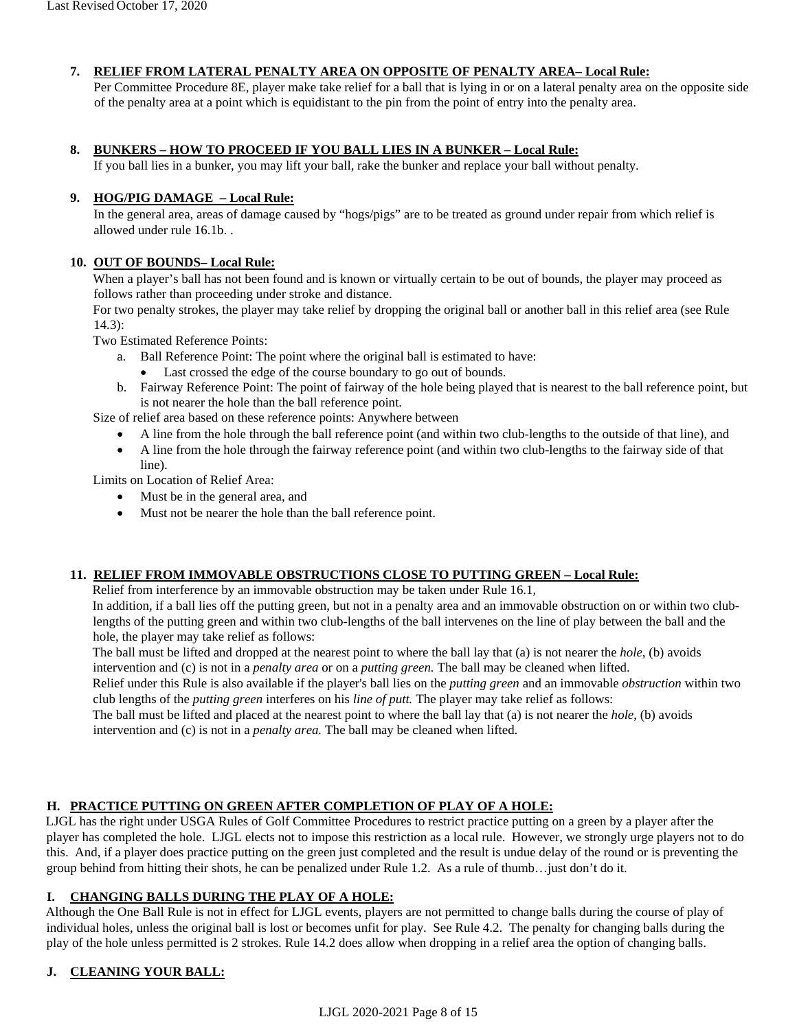7. **RELIEF FROM LATERAL PENALTY AREA ON OPPOSITE OF PENALTY AREA– Local Rule:**
   Per Committee Procedure 8E, player make take relief for a ball that is lying in or on a lateral penalty area on the opposite side of the penalty area at a point which is equidistant to the pin from the point of entry into the penalty area.

8. **BUNKERS – HOW TO PROCEED IF YOU BALL LIES IN A BUNKER – Local Rule:**
   If you ball lies in a bunker, you may lift your ball, rake the bunker and replace your ball without penalty.

9. **HOG/PIG DAMAGE – Local Rule:**
   In the general area, areas of damage caused by "hogs/pigs" are to be treated as ground under repair from which relief is allowed under rule 16.1b. .

10. **OUT OF BOUNDS– Local Rule:**
    When a player's ball has not been found and is known or virtually certain to be out of bounds, the player may proceed as follows rather than proceeding under stroke and distance.
    For two penalty strokes, the player may take relief by dropping the original ball or another ball in this relief area (see Rule 14.3):
    Two Estimated Reference Points:
    a. Ball Reference Point: The point where the original ball is estimated to have:
       - Last crossed the edge of the course boundary to go out of bounds.
    b. Fairway Reference Point: The point of fairway of the hole being played that is nearest to the ball reference point, but is not nearer the hole than the ball reference point.

    Size of relief area based on these reference points: Anywhere between
    - A line from the hole through the ball reference point (and within two club-lengths to the outside of that line), and
    - A line from the hole through the fairway reference point (and within two club-lengths to the fairway side of that line).

    Limits on Location of Relief Area:
    - Must be in the general area, and
    - Must not be nearer the hole than the ball reference point.

11. **RELIEF FROM IMMOVABLE OBSTRUCTIONS CLOSE TO PUTTING GREEN – Local Rule:**
    Relief from interference by an immovable obstruction may be taken under Rule 16.1,
    In addition, if a ball lies off the putting green, but not in a penalty area and an immovable obstruction on or within two club-lengths of the putting green and within two club-lengths of the ball intervenes on the line of play between the ball and the hole, the player may take relief as follows:
    The ball must be lifted and dropped at the nearest point to where the ball lay that (a) is not nearer the *hole*, (b) avoids intervention and (c) is not in a *penalty area* or on a *putting green.* The ball may be cleaned when lifted.
    Relief under this Rule is also available if the player's ball lies on the *putting green* and an immovable *obstruction* within two club lengths of the *putting green* interferes on his *line of putt.* The player may take relief as follows:
    The ball must be lifted and placed at the nearest point to where the ball lay that (a) is not nearer the *hole*, (b) avoids intervention and (c) is not in a *penalty area.* The ball may be cleaned when lifted.

## H. PRACTICE PUTTING ON GREEN AFTER COMPLETION OF PLAY OF A HOLE:

LJGL has the right under USGA Rules of Golf Committee Procedures to restrict practice putting on a green by a player after the player has completed the hole. LJGL elects not to impose this restriction as a local rule. However, we strongly urge players not to do this. And, if a player does practice putting on the green just completed and the result is undue delay of the round or is preventing the group behind from hitting their shots, he can be penalized under Rule 1.2. As a rule of thumb…just don't do it.

## I. CHANGING BALLS DURING THE PLAY OF A HOLE:

Although the One Ball Rule is not in effect for LJGL events, players are not permitted to change balls during the course of play of individual holes, unless the original ball is lost or becomes unfit for play. See Rule 4.2. The penalty for changing balls during the play of the hole unless permitted is 2 strokes. Rule 14.2 does allow when dropping in a relief area the option of changing balls.

## J. CLEANING YOUR BALL: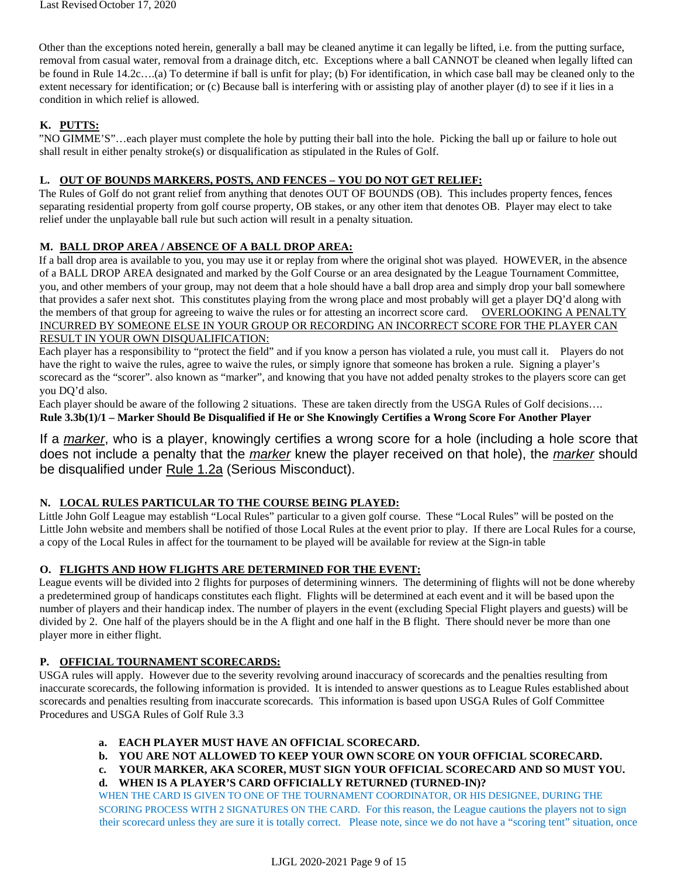Other than the exceptions noted herein, generally a ball may be cleaned anytime it can legally be lifted, i.e. from the putting surface, removal from casual water, removal from a drainage ditch, etc. Exceptions where a ball CANNOT be cleaned when legally lifted can be found in Rule 14.2c….(a) To determine if ball is unfit for play; (b) For identification, in which case ball may be cleaned only to the extent necessary for identification; or (c) Because ball is interfering with or assisting play of another player (d) to see if it lies in a condition in which relief is allowed.

**K. PUTTS:**

"NO GIMME'S"…each player must complete the hole by putting their ball into the hole. Picking the ball up or failure to hole out shall result in either penalty stroke(s) or disqualification as stipulated in the Rules of Golf.

**L. OUT OF BOUNDS MARKERS, POSTS, AND FENCES – YOU DO NOT GET RELIEF:**

The Rules of Golf do not grant relief from anything that denotes OUT OF BOUNDS (OB). This includes property fences, fences separating residential property from golf course property, OB stakes, or any other item that denotes OB. Player may elect to take relief under the unplayable ball rule but such action will result in a penalty situation.

**M. BALL DROP AREA / ABSENCE OF A BALL DROP AREA:**

If a ball drop area is available to you, you may use it or replay from where the original shot was played. HOWEVER, in the absence of a BALL DROP AREA designated and marked by the Golf Course or an area designated by the League Tournament Committee, you, and other members of your group, may not deem that a hole should have a ball drop area and simply drop your ball somewhere that provides a safer next shot. This constitutes playing from the wrong place and most probably will get a player DQ'd along with the members of that group for agreeing to waive the rules or for attesting an incorrect score card. OVERLOOKING A PENALTY INCURRED BY SOMEONE ELSE IN YOUR GROUP OR RECORDING AN INCORRECT SCORE FOR THE PLAYER CAN RESULT IN YOUR OWN DISQUALIFICATION:

Each player has a responsibility to "protect the field" and if you know a person has violated a rule, you must call it. Players do not have the right to waive the rules, agree to waive the rules, or simply ignore that someone has broken a rule. Signing a player's scorecard as the "scorer". also known as "marker", and knowing that you have not added penalty strokes to the players score can get you DQ'd also.

Each player should be aware of the following 2 situations. These are taken directly from the USGA Rules of Golf decisions….

**Rule 3.3b(1)/1 – Marker Should Be Disqualified if He or She Knowingly Certifies a Wrong Score For Another Player**

If a *marker*, who is a player, knowingly certifies a wrong score for a hole (including a hole score that does not include a penalty that the *marker* knew the player received on that hole), the *marker* should be disqualified under Rule 1.2a (Serious Misconduct).

**N. LOCAL RULES PARTICULAR TO THE COURSE BEING PLAYED:**

Little John Golf League may establish "Local Rules" particular to a given golf course. These "Local Rules" will be posted on the Little John website and members shall be notified of those Local Rules at the event prior to play. If there are Local Rules for a course, a copy of the Local Rules in affect for the tournament to be played will be available for review at the Sign-in table

**O. FLIGHTS AND HOW FLIGHTS ARE DETERMINED FOR THE EVENT:**

League events will be divided into 2 flights for purposes of determining winners. The determining of flights will not be done whereby a predetermined group of handicaps constitutes each flight. Flights will be determined at each event and it will be based upon the number of players and their handicap index. The number of players in the event (excluding Special Flight players and guests) will be divided by 2. One half of the players should be in the A flight and one half in the B flight. There should never be more than one player more in either flight.

**P. OFFICIAL TOURNAMENT SCORECARDS:**

USGA rules will apply. However due to the severity revolving around inaccuracy of scorecards and the penalties resulting from inaccurate scorecards, the following information is provided. It is intended to answer questions as to League Rules established about scorecards and penalties resulting from inaccurate scorecards. This information is based upon USGA Rules of Golf Committee Procedures and USGA Rules of Golf Rule 3.3

a. **EACH PLAYER MUST HAVE AN OFFICIAL SCORECARD.**
b. **YOU ARE NOT ALLOWED TO KEEP YOUR OWN SCORE ON YOUR OFFICIAL SCORECARD.**
c. **YOUR MARKER, AKA SCORER, MUST SIGN YOUR OFFICIAL SCORECARD AND SO MUST YOU.**
d. **WHEN IS A PLAYER'S CARD OFFICIALLY RETURNED (TURNED-IN)?**

WHEN THE CARD IS GIVEN TO ONE OF THE TOURNAMENT COORDINATOR, OR HIS DESIGNEE, DURING THE SCORING PROCESS WITH 2 SIGNATURES ON THE CARD. For this reason, the League cautions the players not to sign their scorecard unless they are sure it is totally correct. Please note, since we do not have a "scoring tent" situation, once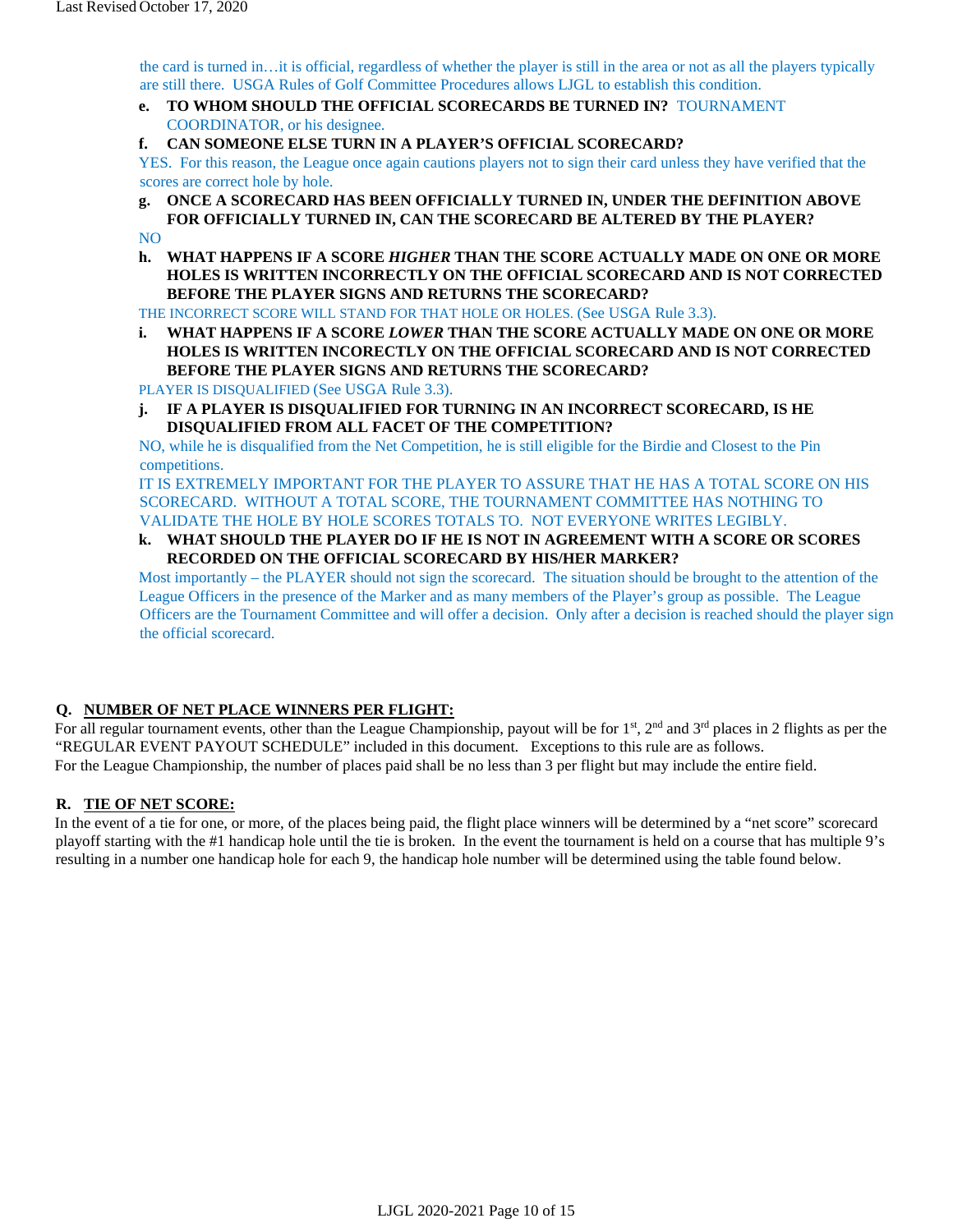the card is turned in…it is official, regardless of whether the player is still in the area or not as all the players typically are still there. USGA Rules of Golf Committee Procedures allows LJGL to establish this condition.

e. **TO WHOM SHOULD THE OFFICIAL SCORECARDS BE TURNED IN?** TOURNAMENT COORDINATOR, or his designee.

f. **CAN SOMEONE ELSE TURN IN A PLAYER'S OFFICIAL SCORECARD?**

YES. For this reason, the League once again cautions players not to sign their card unless they have verified that the scores are correct hole by hole.

g. **ONCE A SCORECARD HAS BEEN OFFICIALLY TURNED IN, UNDER THE DEFINITION ABOVE FOR OFFICIALLY TURNED IN, CAN THE SCORECARD BE ALTERED BY THE PLAYER?**

NO

h. **WHAT HAPPENS IF A SCORE *HIGHER* THAN THE SCORE ACTUALLY MADE ON ONE OR MORE HOLES IS WRITTEN INCORRECTLY ON THE OFFICIAL SCORECARD AND IS NOT CORRECTED BEFORE THE PLAYER SIGNS AND RETURNS THE SCORECARD?**

THE INCORRECT SCORE WILL STAND FOR THAT HOLE OR HOLES. (See USGA Rule 3.3).

i. **WHAT HAPPENS IF A SCORE *LOWER* THAN THE SCORE ACTUALLY MADE ON ONE OR MORE HOLES IS WRITTEN INCORECTLY ON THE OFFICIAL SCORECARD AND IS NOT CORRECTED BEFORE THE PLAYER SIGNS AND RETURNS THE SCORECARD?**

PLAYER IS DISQUALIFIED (See USGA Rule 3.3).

j. **IF A PLAYER IS DISQUALIFIED FOR TURNING IN AN INCORRECT SCORECARD, IS HE DISQUALIFIED FROM ALL FACET OF THE COMPETITION?**

NO, while he is disqualified from the Net Competition, he is still eligible for the Birdie and Closest to the Pin competitions.

IT IS EXTREMELY IMPORTANT FOR THE PLAYER TO ASSURE THAT HE HAS A TOTAL SCORE ON HIS SCORECARD. WITHOUT A TOTAL SCORE, THE TOURNAMENT COMMITTEE HAS NOTHING TO VALIDATE THE HOLE BY HOLE SCORES TOTALS TO. NOT EVERYONE WRITES LEGIBLY.

k. **WHAT SHOULD THE PLAYER DO IF HE IS NOT IN AGREEMENT WITH A SCORE OR SCORES RECORDED ON THE OFFICIAL SCORECARD BY HIS/HER MARKER?**

Most importantly – the PLAYER should not sign the scorecard. The situation should be brought to the attention of the League Officers in the presence of the Marker and as many members of the Player's group as possible. The League Officers are the Tournament Committee and will offer a decision. Only after a decision is reached should the player sign the official scorecard.

## Q. NUMBER OF NET PLACE WINNERS PER FLIGHT:

For all regular tournament events, other than the League Championship, payout will be for 1st, 2nd and 3rd places in 2 flights as per the "REGULAR EVENT PAYOUT SCHEDULE" included in this document. Exceptions to this rule are as follows.
For the League Championship, the number of places paid shall be no less than 3 per flight but may include the entire field.

## R. TIE OF NET SCORE:

In the event of a tie for one, or more, of the places being paid, the flight place winners will be determined by a "net score" scorecard playoff starting with the #1 handicap hole until the tie is broken. In the event the tournament is held on a course that has multiple 9's resulting in a number one handicap hole for each 9, the handicap hole number will be determined using the table found below.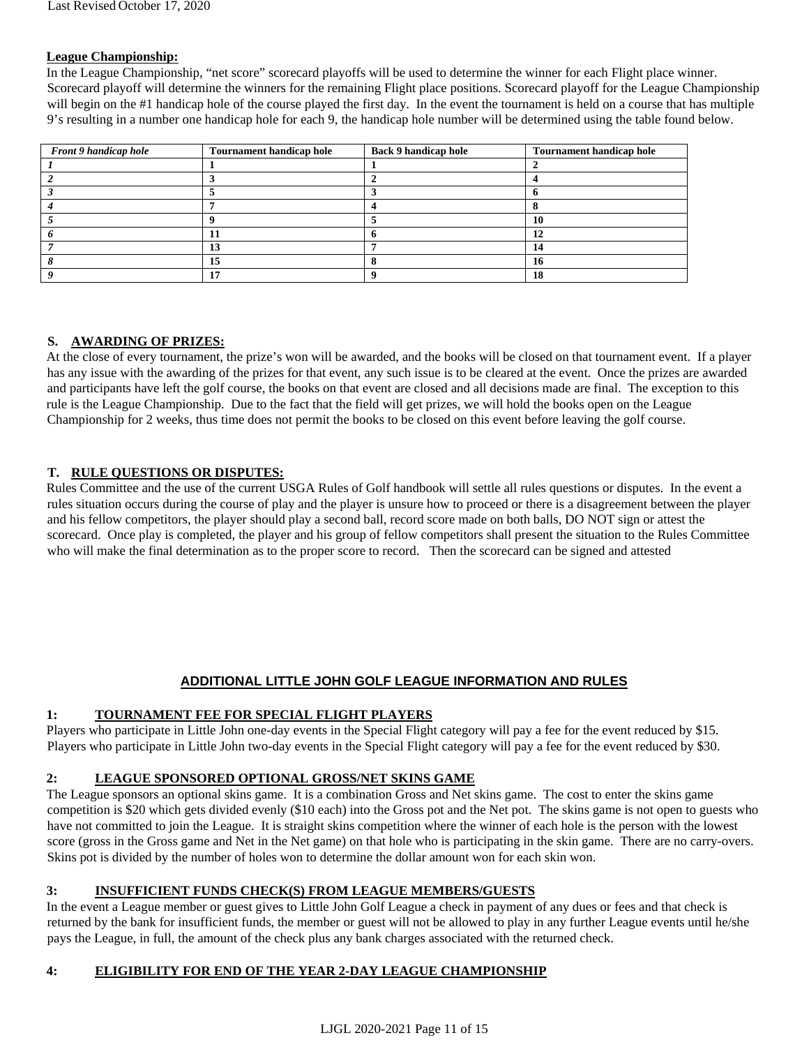**League Championship:**

In the League Championship, "net score" scorecard playoffs will be used to determine the winner for each Flight place winner. Scorecard playoff will determine the winners for the remaining Flight place positions. Scorecard playoff for the League Championship will begin on the #1 handicap hole of the course played the first day. In the event the tournament is held on a course that has multiple 9's resulting in a number one handicap hole for each 9, the handicap hole number will be determined using the table found below.

| *Front 9 handicap hole* | Tournament handicap hole | Back 9 handicap hole | Tournament handicap hole |
|---|---|---|---|
| *1* | 1 | 1 | 2 |
| *2* | 3 | 2 | 4 |
| *3* | 5 | 3 | 6 |
| *4* | 7 | 4 | 8 |
| *5* | 9 | 5 | 10 |
| *6* | 11 | 6 | 12 |
| *7* | 13 | 7 | 14 |
| *8* | 15 | 8 | 16 |
| *9* | 17 | 9 | 18 |

## S. AWARDING OF PRIZES:

At the close of every tournament, the prize's won will be awarded, and the books will be closed on that tournament event. If a player has any issue with the awarding of the prizes for that event, any such issue is to be cleared at the event. Once the prizes are awarded and participants have left the golf course, the books on that event are closed and all decisions made are final. The exception to this rule is the League Championship. Due to the fact that the field will get prizes, we will hold the books open on the League Championship for 2 weeks, thus time does not permit the books to be closed on this event before leaving the golf course.

## T. RULE QUESTIONS OR DISPUTES:

Rules Committee and the use of the current USGA Rules of Golf handbook will settle all rules questions or disputes. In the event a rules situation occurs during the course of play and the player is unsure how to proceed or there is a disagreement between the player and his fellow competitors, the player should play a second ball, record score made on both balls, DO NOT sign or attest the scorecard. Once play is completed, the player and his group of fellow competitors shall present the situation to the Rules Committee who will make the final determination as to the proper score to record. Then the scorecard can be signed and attested

# ADDITIONAL LITTLE JOHN GOLF LEAGUE INFORMATION AND RULES

## 1: TOURNAMENT FEE FOR SPECIAL FLIGHT PLAYERS

Players who participate in Little John one-day events in the Special Flight category will pay a fee for the event reduced by $15. Players who participate in Little John two-day events in the Special Flight category will pay a fee for the event reduced by $30.

## 2: LEAGUE SPONSORED OPTIONAL GROSS/NET SKINS GAME

The League sponsors an optional skins game. It is a combination Gross and Net skins game. The cost to enter the skins game competition is $20 which gets divided evenly ($10 each) into the Gross pot and the Net pot. The skins game is not open to guests who have not committed to join the League. It is straight skins competition where the winner of each hole is the person with the lowest score (gross in the Gross game and Net in the Net game) on that hole who is participating in the skin game. There are no carry-overs. Skins pot is divided by the number of holes won to determine the dollar amount won for each skin won.

## 3: INSUFFICIENT FUNDS CHECK(S) FROM LEAGUE MEMBERS/GUESTS

In the event a League member or guest gives to Little John Golf League a check in payment of any dues or fees and that check is returned by the bank for insufficient funds, the member or guest will not be allowed to play in any further League events until he/she pays the League, in full, the amount of the check plus any bank charges associated with the returned check.

## 4: ELIGIBILITY FOR END OF THE YEAR 2-DAY LEAGUE CHAMPIONSHIP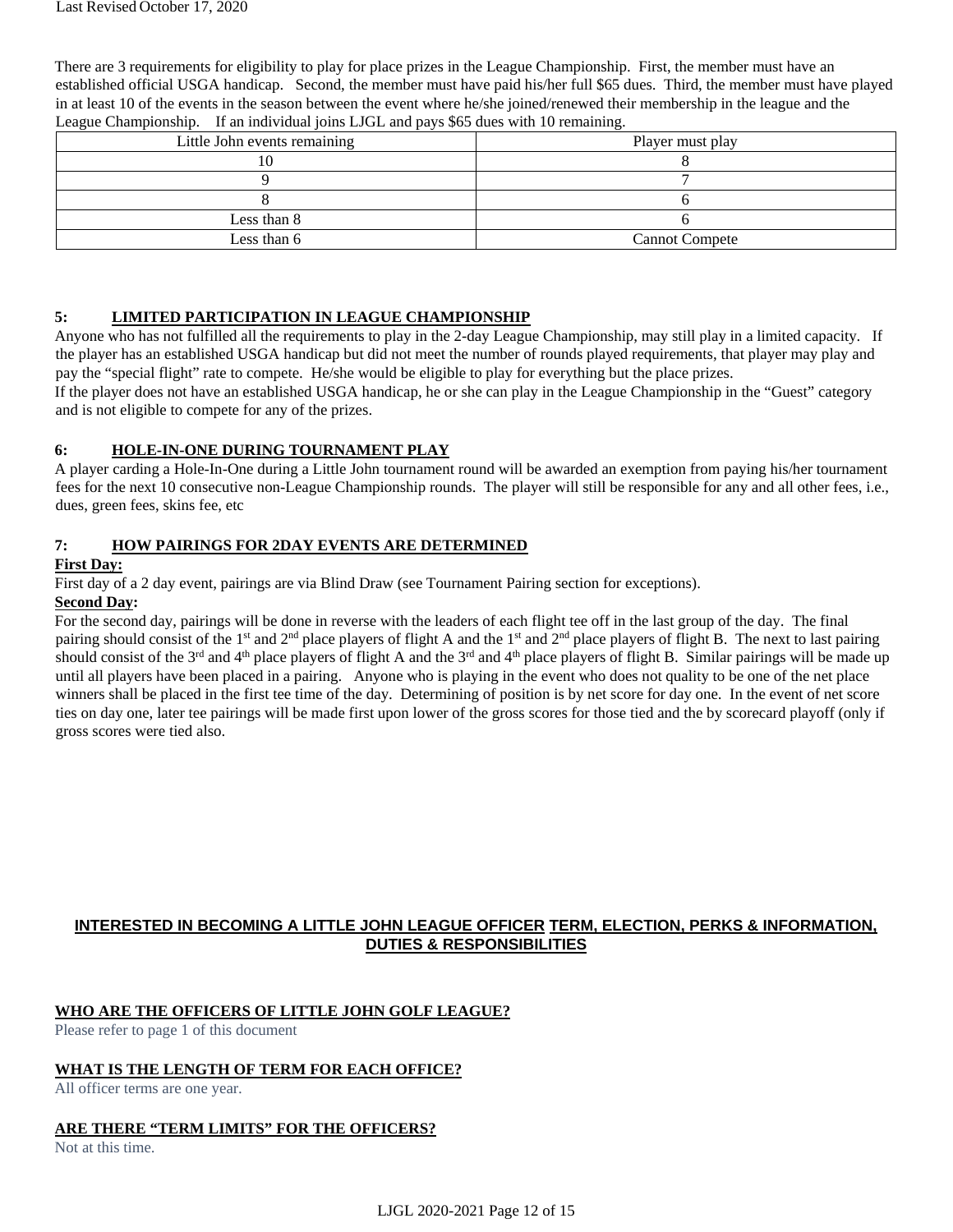There are 3 requirements for eligibility to play for place prizes in the League Championship. First, the member must have an established official USGA handicap. Second, the member must have paid his/her full $65 dues. Third, the member must have played in at least 10 of the events in the season between the event where he/she joined/renewed their membership in the league and the League Championship. If an individual joins LJGL and pays $65 dues with 10 remaining.

| Little John events remaining | Player must play |
|---|---|
| 10 | 8 |
| 9 | 7 |
| 8 | 6 |
| Less than 8 | 6 |
| Less than 6 | Cannot Compete |

**5: LIMITED PARTICIPATION IN LEAGUE CHAMPIONSHIP**

Anyone who has not fulfilled all the requirements to play in the 2-day League Championship, may still play in a limited capacity. If the player has an established USGA handicap but did not meet the number of rounds played requirements, that player may play and pay the "special flight" rate to compete. He/she would be eligible to play for everything but the place prizes.

If the player does not have an established USGA handicap, he or she can play in the League Championship in the "Guest" category and is not eligible to compete for any of the prizes.

**6: HOLE-IN-ONE DURING TOURNAMENT PLAY**

A player carding a Hole-In-One during a Little John tournament round will be awarded an exemption from paying his/her tournament fees for the next 10 consecutive non-League Championship rounds. The player will still be responsible for any and all other fees, i.e., dues, green fees, skins fee, etc

**7: HOW PAIRINGS FOR 2DAY EVENTS ARE DETERMINED**

**First Day:**

First day of a 2 day event, pairings are via Blind Draw (see Tournament Pairing section for exceptions).

**Second Day:**

For the second day, pairings will be done in reverse with the leaders of each flight tee off in the last group of the day. The final pairing should consist of the 1st and 2nd place players of flight A and the 1st and 2nd place players of flight B. The next to last pairing should consist of the 3rd and 4th place players of flight A and the 3rd and 4th place players of flight B. Similar pairings will be made up until all players have been placed in a pairing. Anyone who is playing in the event who does not quality to be one of the net place winners shall be placed in the first tee time of the day. Determining of position is by net score for day one. In the event of net score ties on day one, later tee pairings will be made first upon lower of the gross scores for those tied and the by scorecard playoff (only if gross scores were tied also.

## INTERESTED IN BECOMING A LITTLE JOHN LEAGUE OFFICER TERM, ELECTION, PERKS & INFORMATION, DUTIES & RESPONSIBILITIES

**WHO ARE THE OFFICERS OF LITTLE JOHN GOLF LEAGUE?**

Please refer to page 1 of this document

**WHAT IS THE LENGTH OF TERM FOR EACH OFFICE?**

All officer terms are one year.

**ARE THERE "TERM LIMITS" FOR THE OFFICERS?**

Not at this time.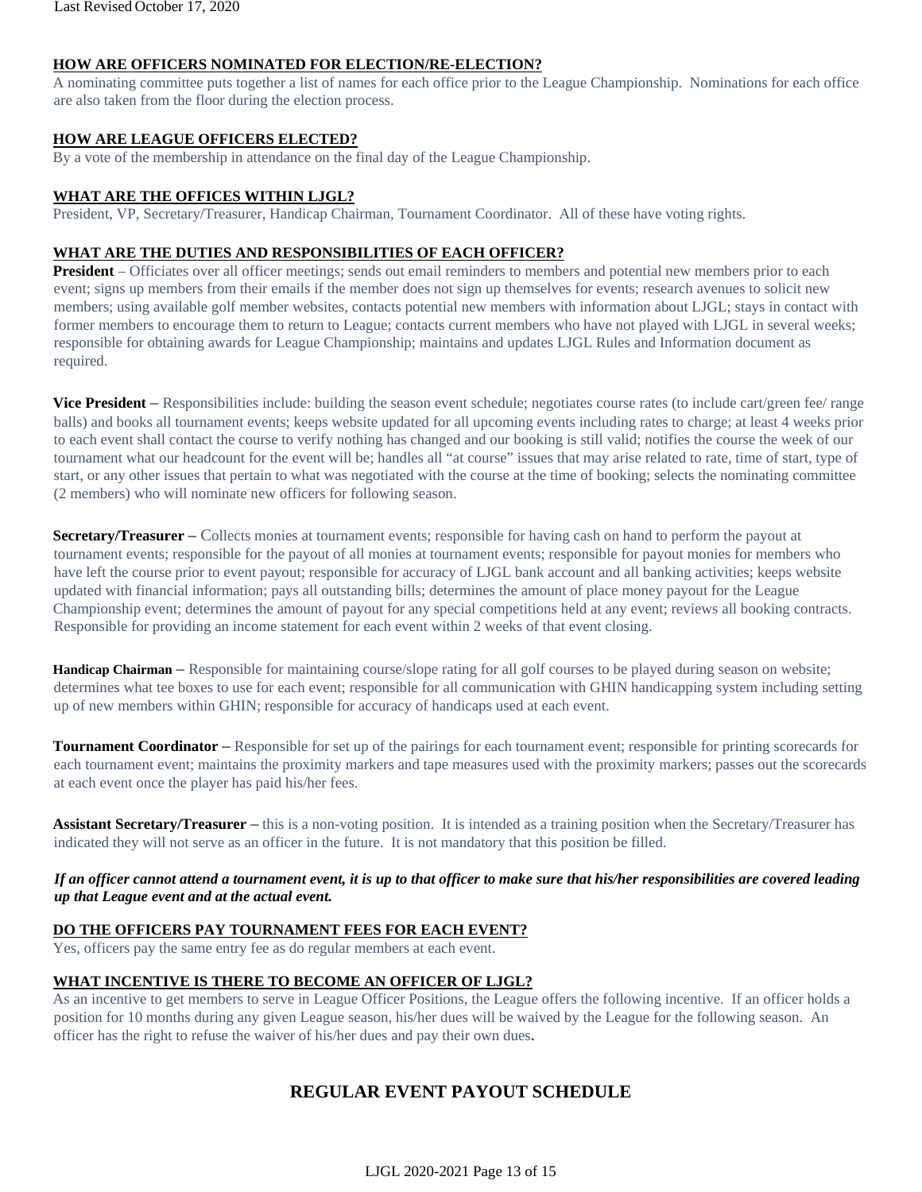Last Revised October 17, 2020

**HOW ARE OFFICERS NOMINATED FOR ELECTION/RE-ELECTION?**

A nominating committee puts together a list of names for each office prior to the League Championship. Nominations for each office are also taken from the floor during the election process.

**HOW ARE LEAGUE OFFICERS ELECTED?**

By a vote of the membership in attendance on the final day of the League Championship.

**WHAT ARE THE OFFICES WITHIN LJGL?**

President, VP, Secretary/Treasurer, Handicap Chairman, Tournament Coordinator. All of these have voting rights.

**WHAT ARE THE DUTIES AND RESPONSIBILITIES OF EACH OFFICER?**

**President** – Officiates over all officer meetings; sends out email reminders to members and potential new members prior to each event; signs up members from their emails if the member does not sign up themselves for events; research avenues to solicit new members; using available golf member websites, contacts potential new members with information about LJGL; stays in contact with former members to encourage them to return to League; contacts current members who have not played with LJGL in several weeks; responsible for obtaining awards for League Championship; maintains and updates LJGL Rules and Information document as required.

**Vice President –** Responsibilities include: building the season event schedule; negotiates course rates (to include cart/green fee/ range balls) and books all tournament events; keeps website updated for all upcoming events including rates to charge; at least 4 weeks prior to each event shall contact the course to verify nothing has changed and our booking is still valid; notifies the course the week of our tournament what our headcount for the event will be; handles all "at course" issues that may arise related to rate, time of start, type of start, or any other issues that pertain to what was negotiated with the course at the time of booking; selects the nominating committee (2 members) who will nominate new officers for following season.

**Secretary/Treasurer –** Collects monies at tournament events; responsible for having cash on hand to perform the payout at tournament events; responsible for the payout of all monies at tournament events; responsible for payout monies for members who have left the course prior to event payout; responsible for accuracy of LJGL bank account and all banking activities; keeps website updated with financial information; pays all outstanding bills; determines the amount of place money payout for the League Championship event; determines the amount of payout for any special competitions held at any event; reviews all booking contracts. Responsible for providing an income statement for each event within 2 weeks of that event closing.

**Handicap Chairman –** Responsible for maintaining course/slope rating for all golf courses to be played during season on website; determines what tee boxes to use for each event; responsible for all communication with GHIN handicapping system including setting up of new members within GHIN; responsible for accuracy of handicaps used at each event.

**Tournament Coordinator –** Responsible for set up of the pairings for each tournament event; responsible for printing scorecards for each tournament event; maintains the proximity markers and tape measures used with the proximity markers; passes out the scorecards at each event once the player has paid his/her fees.

**Assistant Secretary/Treasurer –** this is a non-voting position. It is intended as a training position when the Secretary/Treasurer has indicated they will not serve as an officer in the future. It is not mandatory that this position be filled.

***If an officer cannot attend a tournament event, it is up to that officer to make sure that his/her responsibilities are covered leading up that League event and at the actual event.***

**DO THE OFFICERS PAY TOURNAMENT FEES FOR EACH EVENT?**

Yes, officers pay the same entry fee as do regular members at each event.

**WHAT INCENTIVE IS THERE TO BECOME AN OFFICER OF LJGL?**

As an incentive to get members to serve in League Officer Positions, the League offers the following incentive. If an officer holds a position for 10 months during any given League season, his/her dues will be waived by the League for the following season. An officer has the right to refuse the waiver of his/her dues and pay their own dues.

## REGULAR EVENT PAYOUT SCHEDULE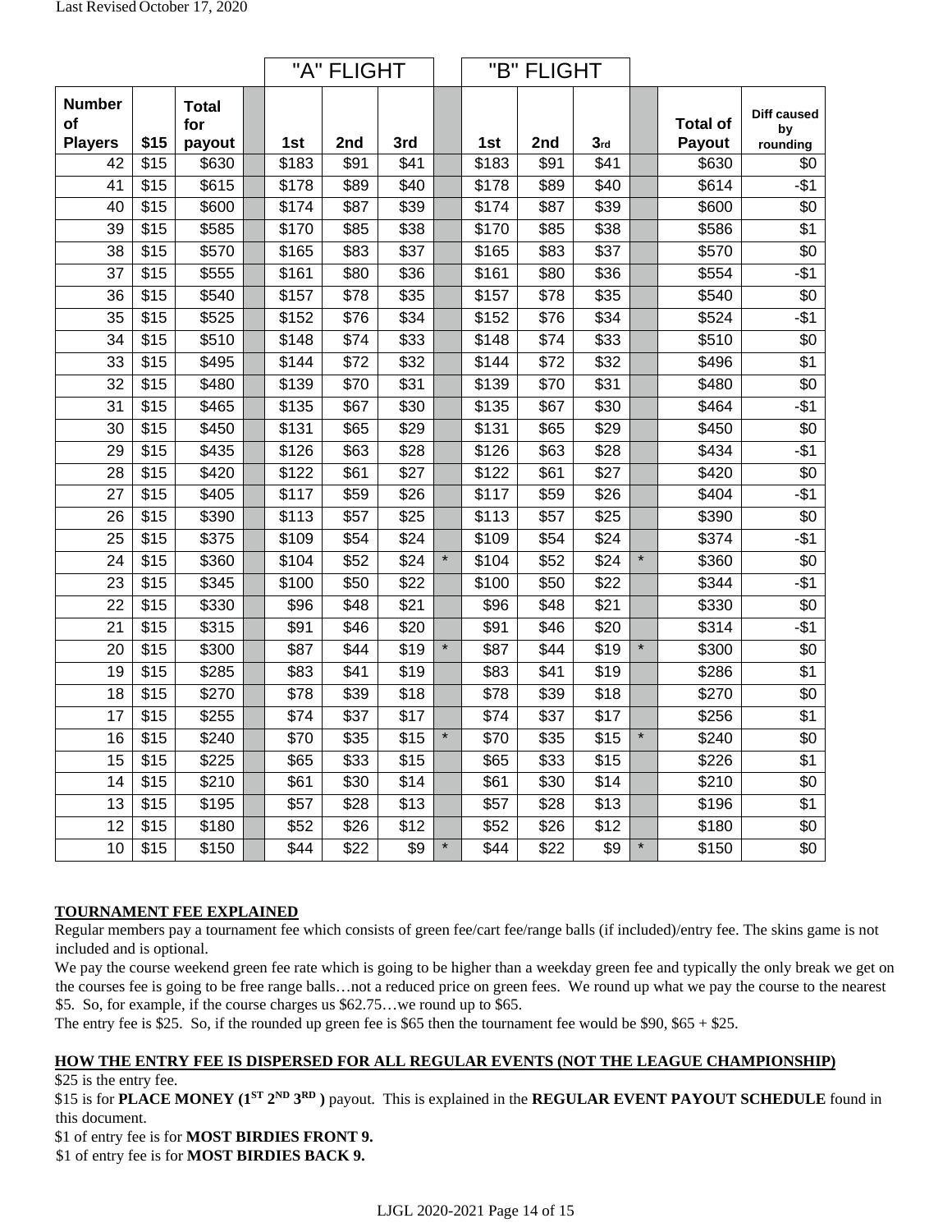Last Revised October 17, 2020

| Number of Players | $15 | Total for payout | | "A" FLIGHT 1st | 2nd | 3rd | | "B" FLIGHT 1st | 2nd | 3rd | | Total of Payout | Diff caused by rounding |
|---|---|---|---|---|---|---|---|---|---|---|---|---|---|
| 42 | $15 | $630 | | $183 | $91 | $41 | | $183 | $91 | $41 | | $630 | $0 |
| 41 | $15 | $615 | | $178 | $89 | $40 | | $178 | $89 | $40 | | $614 | -$1 |
| 40 | $15 | $600 | | $174 | $87 | $39 | | $174 | $87 | $39 | | $600 | $0 |
| 39 | $15 | $585 | | $170 | $85 | $38 | | $170 | $85 | $38 | | $586 | $1 |
| 38 | $15 | $570 | | $165 | $83 | $37 | | $165 | $83 | $37 | | $570 | $0 |
| 37 | $15 | $555 | | $161 | $80 | $36 | | $161 | $80 | $36 | | $554 | -$1 |
| 36 | $15 | $540 | | $157 | $78 | $35 | | $157 | $78 | $35 | | $540 | $0 |
| 35 | $15 | $525 | | $152 | $76 | $34 | | $152 | $76 | $34 | | $524 | -$1 |
| 34 | $15 | $510 | | $148 | $74 | $33 | | $148 | $74 | $33 | | $510 | $0 |
| 33 | $15 | $495 | | $144 | $72 | $32 | | $144 | $72 | $32 | | $496 | $1 |
| 32 | $15 | $480 | | $139 | $70 | $31 | | $139 | $70 | $31 | | $480 | $0 |
| 31 | $15 | $465 | | $135 | $67 | $30 | | $135 | $67 | $30 | | $464 | -$1 |
| 30 | $15 | $450 | | $131 | $65 | $29 | | $131 | $65 | $29 | | $450 | $0 |
| 29 | $15 | $435 | | $126 | $63 | $28 | | $126 | $63 | $28 | | $434 | -$1 |
| 28 | $15 | $420 | | $122 | $61 | $27 | | $122 | $61 | $27 | | $420 | $0 |
| 27 | $15 | $405 | | $117 | $59 | $26 | | $117 | $59 | $26 | | $404 | -$1 |
| 26 | $15 | $390 | | $113 | $57 | $25 | | $113 | $57 | $25 | | $390 | $0 |
| 25 | $15 | $375 | | $109 | $54 | $24 | | $109 | $54 | $24 | | $374 | -$1 |
| 24 | $15 | $360 | | $104 | $52 | $24 | * | $104 | $52 | $24 | * | $360 | $0 |
| 23 | $15 | $345 | | $100 | $50 | $22 | | $100 | $50 | $22 | | $344 | -$1 |
| 22 | $15 | $330 | | $96 | $48 | $21 | | $96 | $48 | $21 | | $330 | $0 |
| 21 | $15 | $315 | | $91 | $46 | $20 | | $91 | $46 | $20 | | $314 | -$1 |
| 20 | $15 | $300 | | $87 | $44 | $19 | * | $87 | $44 | $19 | * | $300 | $0 |
| 19 | $15 | $285 | | $83 | $41 | $19 | | $83 | $41 | $19 | | $286 | $1 |
| 18 | $15 | $270 | | $78 | $39 | $18 | | $78 | $39 | $18 | | $270 | $0 |
| 17 | $15 | $255 | | $74 | $37 | $17 | | $74 | $37 | $17 | | $256 | $1 |
| 16 | $15 | $240 | | $70 | $35 | $15 | * | $70 | $35 | $15 | * | $240 | $0 |
| 15 | $15 | $225 | | $65 | $33 | $15 | | $65 | $33 | $15 | | $226 | $1 |
| 14 | $15 | $210 | | $61 | $30 | $14 | | $61 | $30 | $14 | | $210 | $0 |
| 13 | $15 | $195 | | $57 | $28 | $13 | | $57 | $28 | $13 | | $196 | $1 |
| 12 | $15 | $180 | | $52 | $26 | $12 | | $52 | $26 | $12 | | $180 | $0 |
| 10 | $15 | $150 | | $44 | $22 | $9 | * | $44 | $22 | $9 | * | $150 | $0 |

**TOURNAMENT FEE EXPLAINED**

Regular members pay a tournament fee which consists of green fee/cart fee/range balls (if included)/entry fee. The skins game is not included and is optional.

We pay the course weekend green fee rate which is going to be higher than a weekday green fee and typically the only break we get on the courses fee is going to be free range balls…not a reduced price on green fees. We round up what we pay the course to the nearest $5. So, for example, if the course charges us $62.75…we round up to $65.

The entry fee is $25. So, if the rounded up green fee is $65 then the tournament fee would be $90, $65 + $25.

**HOW THE ENTRY FEE IS DISPERSED FOR ALL REGULAR EVENTS (NOT THE LEAGUE CHAMPIONSHIP)**

$25 is the entry fee.

$15 is for **PLACE MONEY (1ST 2ND 3RD )** payout. This is explained in the **REGULAR EVENT PAYOUT SCHEDULE** found in this document.

$1 of entry fee is for **MOST BIRDIES FRONT 9.**

$1 of entry fee is for **MOST BIRDIES BACK 9.**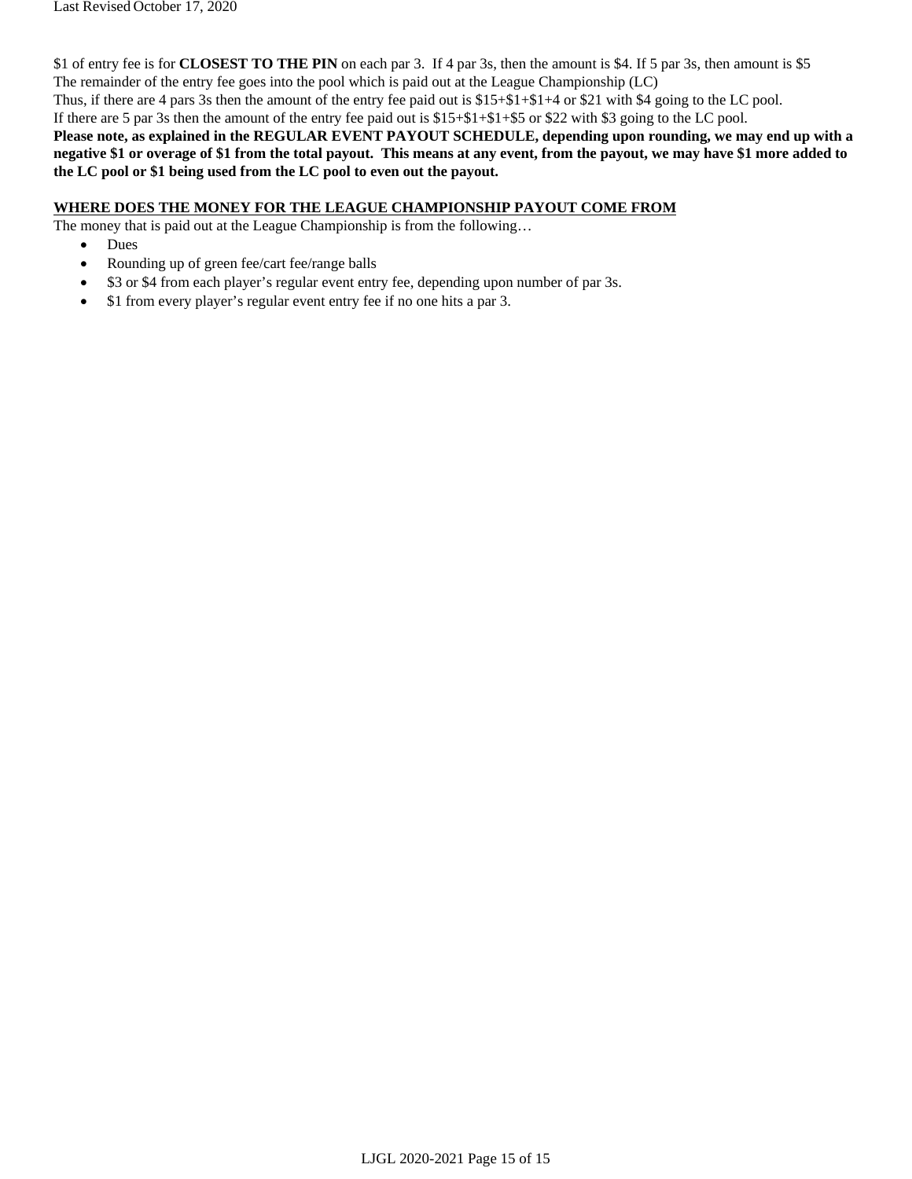$1 of entry fee is for **CLOSEST TO THE PIN** on each par 3. If 4 par 3s, then the amount is $4. If 5 par 3s, then amount is $5
The remainder of the entry fee goes into the pool which is paid out at the League Championship (LC)
Thus, if there are 4 pars 3s then the amount of the entry fee paid out is $15+$1+$1+4 or $21 with $4 going to the LC pool.
If there are 5 par 3s then the amount of the entry fee paid out is $15+$1+$1+$5 or $22 with $3 going to the LC pool.
**Please note, as explained in the REGULAR EVENT PAYOUT SCHEDULE, depending upon rounding, we may end up with a negative $1 or overage of $1 from the total payout. This means at any event, from the payout, we may have $1 more added to the LC pool or $1 being used from the LC pool to even out the payout.**

**<u>WHERE DOES THE MONEY FOR THE LEAGUE CHAMPIONSHIP PAYOUT COME FROM</u>**

The money that is paid out at the League Championship is from the following…

- Dues
- Rounding up of green fee/cart fee/range balls
- $3 or $4 from each player's regular event entry fee, depending upon number of par 3s.
- $1 from every player's regular event entry fee if no one hits a par 3.